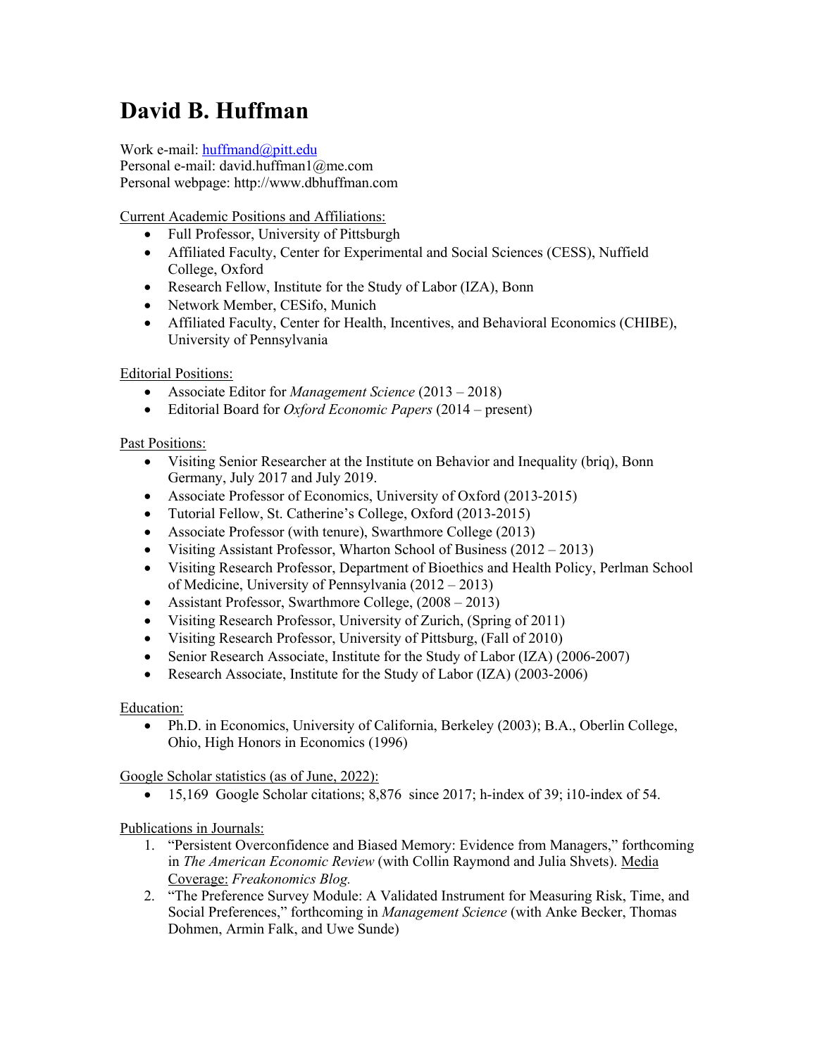# David B. Huffman

Work e-mail: huffmand@pitt.edu
Personal e-mail: david.huffman1@me.com
Personal webpage: http://www.dbhuffman.com

Current Academic Positions and Affiliations:

- Full Professor, University of Pittsburgh
- Affiliated Faculty, Center for Experimental and Social Sciences (CESS), Nuffield College, Oxford
- Research Fellow, Institute for the Study of Labor (IZA), Bonn
- Network Member, CESifo, Munich
- Affiliated Faculty, Center for Health, Incentives, and Behavioral Economics (CHIBE), University of Pennsylvania

Editorial Positions:

- Associate Editor for *Management Science* (2013 – 2018)
- Editorial Board for *Oxford Economic Papers* (2014 – present)

Past Positions:

- Visiting Senior Researcher at the Institute on Behavior and Inequality (briq), Bonn Germany, July 2017 and July 2019.
- Associate Professor of Economics, University of Oxford (2013-2015)
- Tutorial Fellow, St. Catherine's College, Oxford (2013-2015)
- Associate Professor (with tenure), Swarthmore College (2013)
- Visiting Assistant Professor, Wharton School of Business (2012 – 2013)
- Visiting Research Professor, Department of Bioethics and Health Policy, Perlman School of Medicine, University of Pennsylvania (2012 – 2013)
- Assistant Professor, Swarthmore College, (2008 – 2013)
- Visiting Research Professor, University of Zurich, (Spring of 2011)
- Visiting Research Professor, University of Pittsburg, (Fall of 2010)
- Senior Research Associate, Institute for the Study of Labor (IZA) (2006-2007)
- Research Associate, Institute for the Study of Labor (IZA) (2003-2006)

Education:

- Ph.D. in Economics, University of California, Berkeley (2003); B.A., Oberlin College, Ohio, High Honors in Economics (1996)

Google Scholar statistics (as of June, 2022):

- 15,169 Google Scholar citations; 8,876 since 2017; h-index of 39; i10-index of 54.

Publications in Journals:

1. "Persistent Overconfidence and Biased Memory: Evidence from Managers," forthcoming in *The American Economic Review* (with Collin Raymond and Julia Shvets). Media Coverage: *Freakonomics Blog.*
2. "The Preference Survey Module: A Validated Instrument for Measuring Risk, Time, and Social Preferences," forthcoming in *Management Science* (with Anke Becker, Thomas Dohmen, Armin Falk, and Uwe Sunde)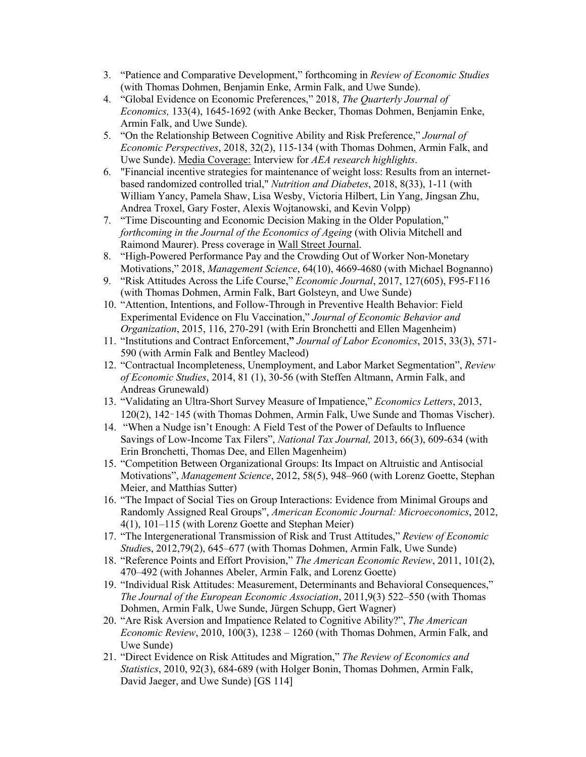3. "Patience and Comparative Development," forthcoming in *Review of Economic Studies* (with Thomas Dohmen, Benjamin Enke, Armin Falk, and Uwe Sunde).
4. "Global Evidence on Economic Preferences," 2018, *The Quarterly Journal of Economics,* 133(4), 1645-1692 (with Anke Becker, Thomas Dohmen, Benjamin Enke, Armin Falk, and Uwe Sunde).
5. "On the Relationship Between Cognitive Ability and Risk Preference," *Journal of Economic Perspectives*, 2018, 32(2), 115-134 (with Thomas Dohmen, Armin Falk, and Uwe Sunde). Media Coverage: Interview for *AEA research highlights*.
6. "Financial incentive strategies for maintenance of weight loss: Results from an internet-based randomized controlled trial," *Nutrition and Diabetes*, 2018, 8(33), 1-11 (with William Yancy, Pamela Shaw, Lisa Wesby, Victoria Hilbert, Lin Yang, Jingsan Zhu, Andrea Troxel, Gary Foster, Alexis Wojtanowski, and Kevin Volpp)
7. "Time Discounting and Economic Decision Making in the Older Population," *forthcoming in the Journal of the Economics of Ageing* (with Olivia Mitchell and Raimond Maurer). Press coverage in Wall Street Journal.
8. "High-Powered Performance Pay and the Crowding Out of Worker Non-Monetary Motivations," 2018, *Management Science*, 64(10), 4669-4680 (with Michael Bognanno)
9. "Risk Attitudes Across the Life Course," *Economic Journal*, 2017, 127(605), F95-F116 (with Thomas Dohmen, Armin Falk, Bart Golsteyn, and Uwe Sunde)
10. "Attention, Intentions, and Follow-Through in Preventive Health Behavior: Field Experimental Evidence on Flu Vaccination," *Journal of Economic Behavior and Organization*, 2015, 116, 270-291 (with Erin Bronchetti and Ellen Magenheim)
11. "Institutions and Contract Enforcement," *Journal of Labor Economics*, 2015, 33(3), 571-590 (with Armin Falk and Bentley Macleod)
12. "Contractual Incompleteness, Unemployment, and Labor Market Segmentation", *Review of Economic Studies*, 2014, 81 (1), 30-56 (with Steffen Altmann, Armin Falk, and Andreas Grunewald)
13. "Validating an Ultra-Short Survey Measure of Impatience," *Economics Letters*, 2013, 120(2), 142‐145 (with Thomas Dohmen, Armin Falk, Uwe Sunde and Thomas Vischer).
14. "When a Nudge isn't Enough: A Field Test of the Power of Defaults to Influence Savings of Low-Income Tax Filers", *National Tax Journal,* 2013, 66(3), 609-634 (with Erin Bronchetti, Thomas Dee, and Ellen Magenheim)
15. "Competition Between Organizational Groups: Its Impact on Altruistic and Antisocial Motivations", *Management Science*, 2012, 58(5), 948–960 (with Lorenz Goette, Stephan Meier, and Matthias Sutter)
16. "The Impact of Social Ties on Group Interactions: Evidence from Minimal Groups and Randomly Assigned Real Groups", *American Economic Journal: Microeconomics*, 2012, 4(1), 101–115 (with Lorenz Goette and Stephan Meier)
17. "The Intergenerational Transmission of Risk and Trust Attitudes," *Review of Economic Studies*, 2012,79(2), 645–677 (with Thomas Dohmen, Armin Falk, Uwe Sunde)
18. "Reference Points and Effort Provision," *The American Economic Review*, 2011, 101(2), 470–492 (with Johannes Abeler, Armin Falk, and Lorenz Goette)
19. "Individual Risk Attitudes: Measurement, Determinants and Behavioral Consequences," *The Journal of the European Economic Association*, 2011,9(3) 522–550 (with Thomas Dohmen, Armin Falk, Uwe Sunde, Jürgen Schupp, Gert Wagner)
20. "Are Risk Aversion and Impatience Related to Cognitive Ability?", *The American Economic Review*, 2010, 100(3), 1238 – 1260 (with Thomas Dohmen, Armin Falk, and Uwe Sunde)
21. "Direct Evidence on Risk Attitudes and Migration," *The Review of Economics and Statistics*, 2010, 92(3), 684-689 (with Holger Bonin, Thomas Dohmen, Armin Falk, David Jaeger, and Uwe Sunde) [GS 114]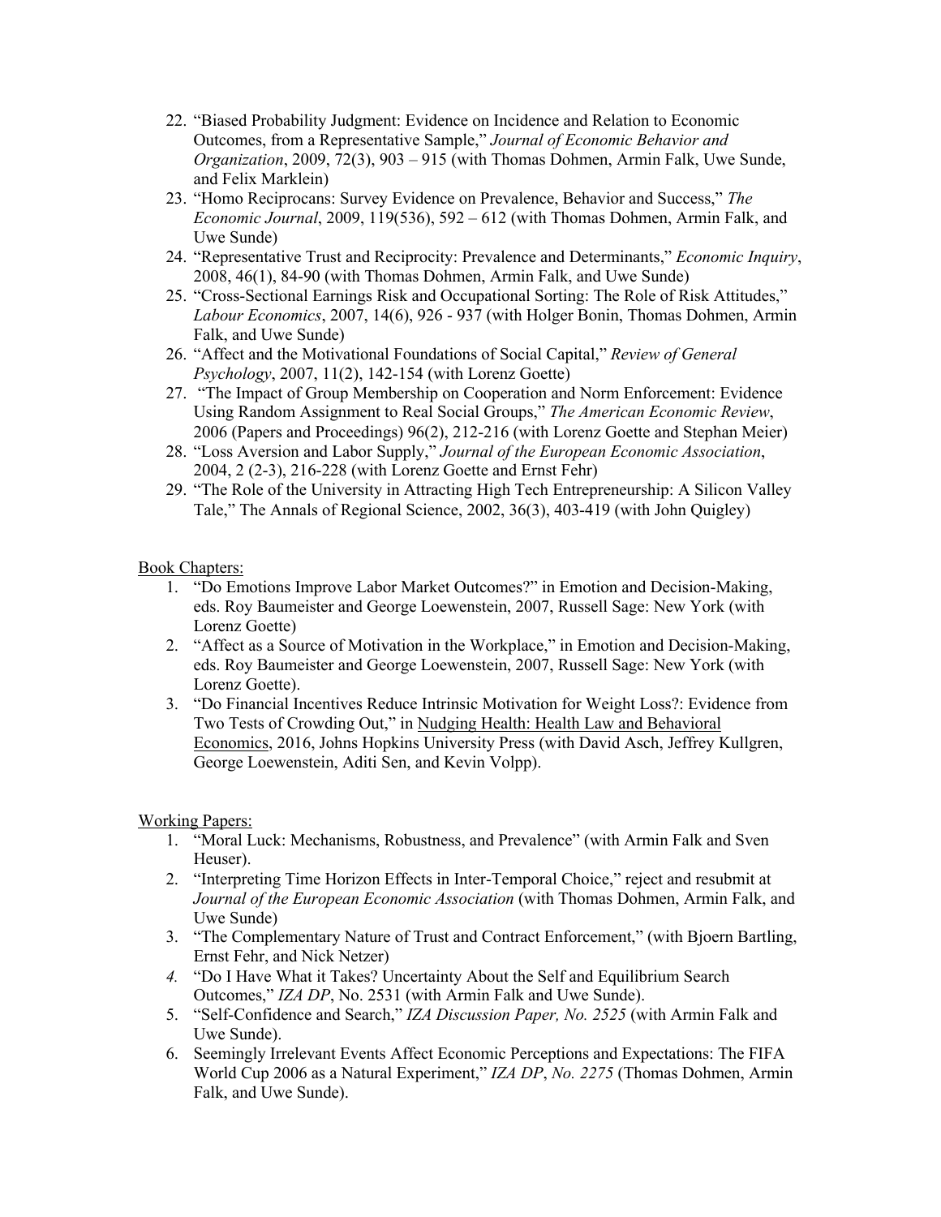22. "Biased Probability Judgment: Evidence on Incidence and Relation to Economic Outcomes, from a Representative Sample," *Journal of Economic Behavior and Organization*, 2009, 72(3), 903 – 915 (with Thomas Dohmen, Armin Falk, Uwe Sunde, and Felix Marklein)
23. "Homo Reciprocans: Survey Evidence on Prevalence, Behavior and Success," *The Economic Journal*, 2009, 119(536), 592 – 612 (with Thomas Dohmen, Armin Falk, and Uwe Sunde)
24. "Representative Trust and Reciprocity: Prevalence and Determinants," *Economic Inquiry*, 2008, 46(1), 84-90 (with Thomas Dohmen, Armin Falk, and Uwe Sunde)
25. "Cross-Sectional Earnings Risk and Occupational Sorting: The Role of Risk Attitudes," *Labour Economics*, 2007, 14(6), 926 - 937 (with Holger Bonin, Thomas Dohmen, Armin Falk, and Uwe Sunde)
26. "Affect and the Motivational Foundations of Social Capital," *Review of General Psychology*, 2007, 11(2), 142-154 (with Lorenz Goette)
27. "The Impact of Group Membership on Cooperation and Norm Enforcement: Evidence Using Random Assignment to Real Social Groups," *The American Economic Review*, 2006 (Papers and Proceedings) 96(2), 212-216 (with Lorenz Goette and Stephan Meier)
28. "Loss Aversion and Labor Supply," *Journal of the European Economic Association*, 2004, 2 (2-3), 216-228 (with Lorenz Goette and Ernst Fehr)
29. "The Role of the University in Attracting High Tech Entrepreneurship: A Silicon Valley Tale," The Annals of Regional Science, 2002, 36(3), 403-419 (with John Quigley)

<u>Book Chapters:</u>

1. "Do Emotions Improve Labor Market Outcomes?" in Emotion and Decision-Making, eds. Roy Baumeister and George Loewenstein, 2007, Russell Sage: New York (with Lorenz Goette)
2. "Affect as a Source of Motivation in the Workplace," in Emotion and Decision-Making, eds. Roy Baumeister and George Loewenstein, 2007, Russell Sage: New York (with Lorenz Goette).
3. "Do Financial Incentives Reduce Intrinsic Motivation for Weight Loss?: Evidence from Two Tests of Crowding Out," in <u>Nudging Health: Health Law and Behavioral Economics</u>, 2016, Johns Hopkins University Press (with David Asch, Jeffrey Kullgren, George Loewenstein, Aditi Sen, and Kevin Volpp).

<u>Working Papers:</u>

1. "Moral Luck: Mechanisms, Robustness, and Prevalence" (with Armin Falk and Sven Heuser).
2. "Interpreting Time Horizon Effects in Inter-Temporal Choice," reject and resubmit at *Journal of the European Economic Association* (with Thomas Dohmen, Armin Falk, and Uwe Sunde)
3. "The Complementary Nature of Trust and Contract Enforcement," (with Bjoern Bartling, Ernst Fehr, and Nick Netzer)
4. "Do I Have What it Takes? Uncertainty About the Self and Equilibrium Search Outcomes," *IZA DP*, No. 2531 (with Armin Falk and Uwe Sunde).
5. "Self-Confidence and Search," *IZA Discussion Paper, No. 2525* (with Armin Falk and Uwe Sunde).
6. Seemingly Irrelevant Events Affect Economic Perceptions and Expectations: The FIFA World Cup 2006 as a Natural Experiment," *IZA DP*, *No. 2275* (Thomas Dohmen, Armin Falk, and Uwe Sunde).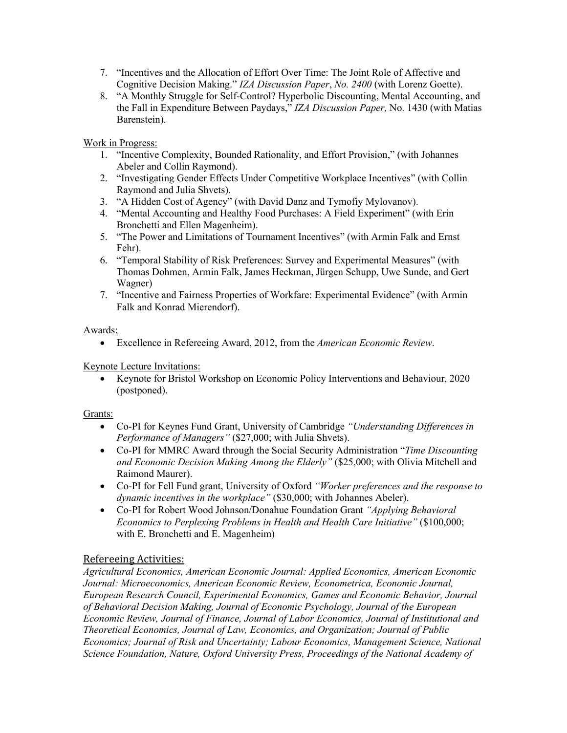7. "Incentives and the Allocation of Effort Over Time: The Joint Role of Affective and Cognitive Decision Making." *IZA Discussion Paper*, *No. 2400* (with Lorenz Goette).
8. "A Monthly Struggle for Self-Control? Hyperbolic Discounting, Mental Accounting, and the Fall in Expenditure Between Paydays," *IZA Discussion Paper,* No. 1430 (with Matias Barenstein).

Work in Progress:

1. "Incentive Complexity, Bounded Rationality, and Effort Provision," (with Johannes Abeler and Collin Raymond).
2. "Investigating Gender Effects Under Competitive Workplace Incentives" (with Collin Raymond and Julia Shvets).
3. "A Hidden Cost of Agency" (with David Danz and Tymofiy Mylovanov).
4. "Mental Accounting and Healthy Food Purchases: A Field Experiment" (with Erin Bronchetti and Ellen Magenheim).
5. "The Power and Limitations of Tournament Incentives" (with Armin Falk and Ernst Fehr).
6. "Temporal Stability of Risk Preferences: Survey and Experimental Measures" (with Thomas Dohmen, Armin Falk, James Heckman, Jürgen Schupp, Uwe Sunde, and Gert Wagner)
7. "Incentive and Fairness Properties of Workfare: Experimental Evidence" (with Armin Falk and Konrad Mierendorf).

Awards:

- Excellence in Refereeing Award, 2012, from the *American Economic Review*.

Keynote Lecture Invitations:

- Keynote for Bristol Workshop on Economic Policy Interventions and Behaviour, 2020 (postponed).

Grants:

- Co-PI for Keynes Fund Grant, University of Cambridge *"Understanding Differences in Performance of Managers"* ($27,000; with Julia Shvets).
- Co-PI for MMRC Award through the Social Security Administration "*Time Discounting and Economic Decision Making Among the Elderly"* ($25,000; with Olivia Mitchell and Raimond Maurer).
- Co-PI for Fell Fund grant, University of Oxford *"Worker preferences and the response to dynamic incentives in the workplace"* ($30,000; with Johannes Abeler).
- Co-PI for Robert Wood Johnson/Donahue Foundation Grant *"Applying Behavioral Economics to Perplexing Problems in Health and Health Care Initiative"* ($100,000; with E. Bronchetti and E. Magenheim)

## Refereeing Activities:

*Agricultural Economics, American Economic Journal: Applied Economics, American Economic Journal: Microeconomics, American Economic Review, Econometrica, Economic Journal, European Research Council, Experimental Economics, Games and Economic Behavior, Journal of Behavioral Decision Making, Journal of Economic Psychology, Journal of the European Economic Review, Journal of Finance, Journal of Labor Economics, Journal of Institutional and Theoretical Economics, Journal of Law, Economics, and Organization; Journal of Public Economics; Journal of Risk and Uncertainty; Labour Economics, Management Science, National Science Foundation, Nature, Oxford University Press, Proceedings of the National Academy of*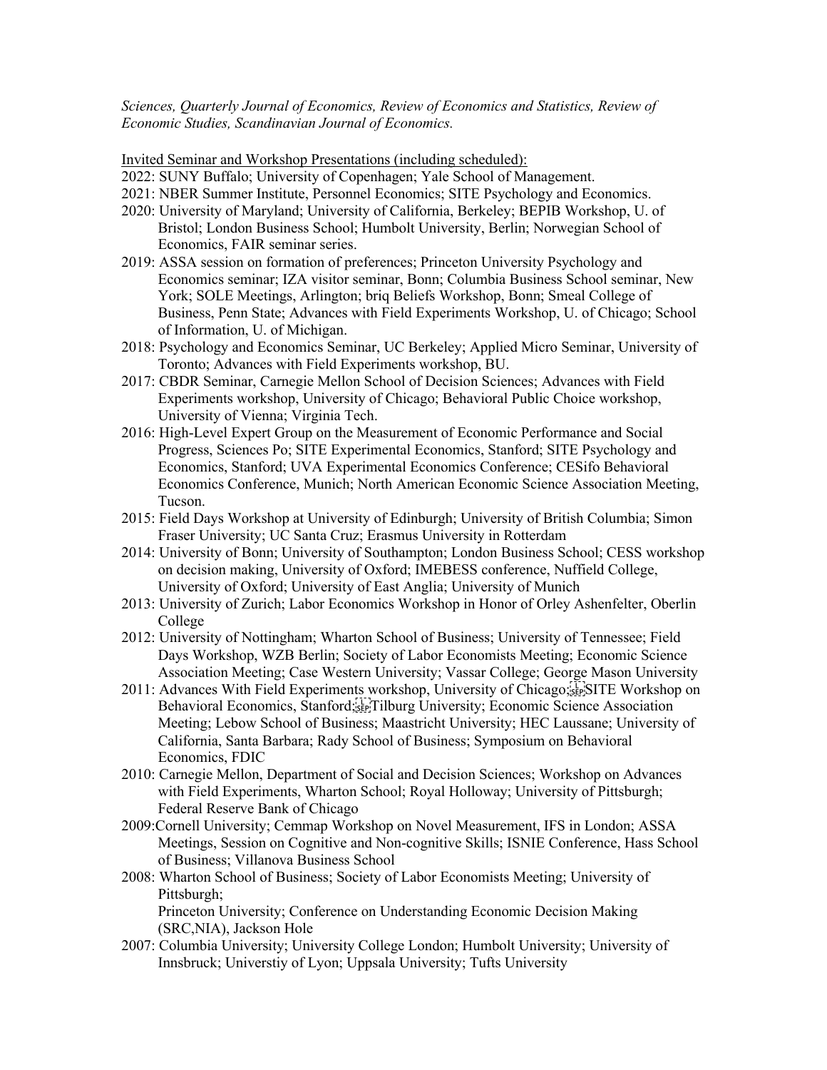*Sciences, Quarterly Journal of Economics, Review of Economics and Statistics, Review of Economic Studies, Scandinavian Journal of Economics.*

Invited Seminar and Workshop Presentations (including scheduled):

2022: SUNY Buffalo; University of Copenhagen; Yale School of Management.

2021: NBER Summer Institute, Personnel Economics; SITE Psychology and Economics.

2020: University of Maryland; University of California, Berkeley; BEPIB Workshop, U. of Bristol; London Business School; Humbolt University, Berlin; Norwegian School of Economics, FAIR seminar series.

2019: ASSA session on formation of preferences; Princeton University Psychology and Economics seminar; IZA visitor seminar, Bonn; Columbia Business School seminar, New York; SOLE Meetings, Arlington; briq Beliefs Workshop, Bonn; Smeal College of Business, Penn State; Advances with Field Experiments Workshop, U. of Chicago; School of Information, U. of Michigan.

2018: Psychology and Economics Seminar, UC Berkeley; Applied Micro Seminar, University of Toronto; Advances with Field Experiments workshop, BU.

2017: CBDR Seminar, Carnegie Mellon School of Decision Sciences; Advances with Field Experiments workshop, University of Chicago; Behavioral Public Choice workshop, University of Vienna; Virginia Tech.

2016: High-Level Expert Group on the Measurement of Economic Performance and Social Progress, Sciences Po; SITE Experimental Economics, Stanford; SITE Psychology and Economics, Stanford; UVA Experimental Economics Conference; CESifo Behavioral Economics Conference, Munich; North American Economic Science Association Meeting, Tucson.

2015: Field Days Workshop at University of Edinburgh; University of British Columbia; Simon Fraser University; UC Santa Cruz; Erasmus University in Rotterdam

2014: University of Bonn; University of Southampton; London Business School; CESS workshop on decision making, University of Oxford; IMEBESS conference, Nuffield College, University of Oxford; University of East Anglia; University of Munich

2013: University of Zurich; Labor Economics Workshop in Honor of Orley Ashenfelter, Oberlin College

2012: University of Nottingham; Wharton School of Business; University of Tennessee; Field Days Workshop, WZB Berlin; Society of Labor Economists Meeting; Economic Science Association Meeting; Case Western University; Vassar College; George Mason University

2011: Advances With Field Experiments workshop, University of Chicago; SITE Workshop on Behavioral Economics, Stanford; Tilburg University; Economic Science Association Meeting; Lebow School of Business; Maastricht University; HEC Laussane; University of California, Santa Barbara; Rady School of Business; Symposium on Behavioral Economics, FDIC

2010: Carnegie Mellon, Department of Social and Decision Sciences; Workshop on Advances with Field Experiments, Wharton School; Royal Holloway; University of Pittsburgh; Federal Reserve Bank of Chicago

2009: Cornell University; Cemmap Workshop on Novel Measurement, IFS in London; ASSA Meetings, Session on Cognitive and Non-cognitive Skills; ISNIE Conference, Hass School of Business; Villanova Business School

2008: Wharton School of Business; Society of Labor Economists Meeting; University of Pittsburgh;
Princeton University; Conference on Understanding Economic Decision Making (SRC,NIA), Jackson Hole

2007: Columbia University; University College London; Humbolt University; University of Innsbruck; Universtiy of Lyon; Uppsala University; Tufts University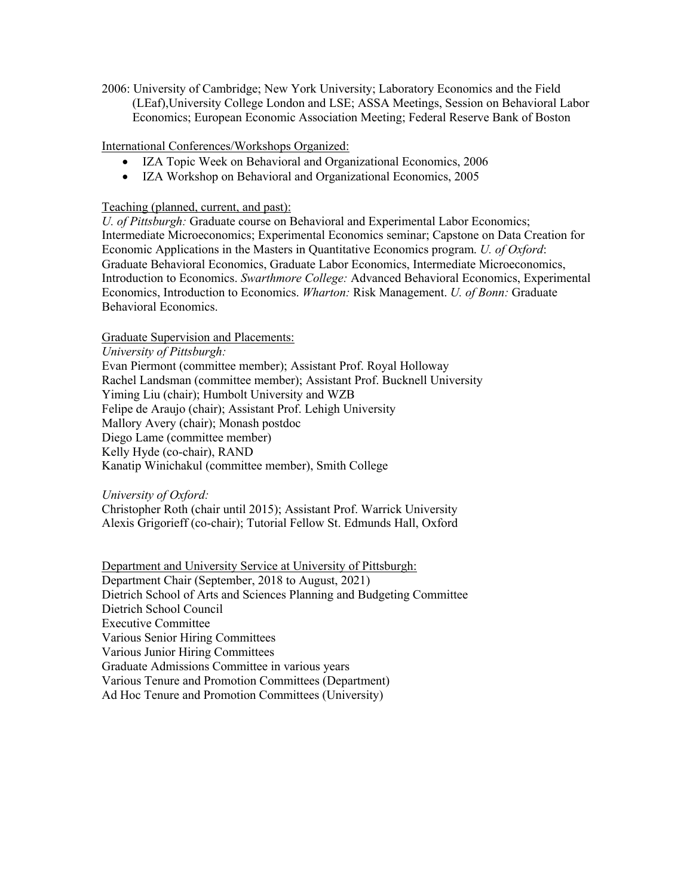2006: University of Cambridge; New York University; Laboratory Economics and the Field (LEaf),University College London and LSE; ASSA Meetings, Session on Behavioral Labor Economics; European Economic Association Meeting; Federal Reserve Bank of Boston

International Conferences/Workshops Organized:

- IZA Topic Week on Behavioral and Organizational Economics, 2006
- IZA Workshop on Behavioral and Organizational Economics, 2005

Teaching (planned, current, and past):

*U. of Pittsburgh:* Graduate course on Behavioral and Experimental Labor Economics; Intermediate Microeconomics; Experimental Economics seminar; Capstone on Data Creation for Economic Applications in the Masters in Quantitative Economics program. *U. of Oxford*: Graduate Behavioral Economics, Graduate Labor Economics, Intermediate Microeconomics, Introduction to Economics. *Swarthmore College:* Advanced Behavioral Economics, Experimental Economics, Introduction to Economics. *Wharton:* Risk Management. *U. of Bonn:* Graduate Behavioral Economics.

Graduate Supervision and Placements:

*University of Pittsburgh:*

Evan Piermont (committee member); Assistant Prof. Royal Holloway
Rachel Landsman (committee member); Assistant Prof. Bucknell University
Yiming Liu (chair); Humbolt University and WZB
Felipe de Araujo (chair); Assistant Prof. Lehigh University
Mallory Avery (chair); Monash postdoc
Diego Lame (committee member)
Kelly Hyde (co-chair), RAND
Kanatip Winichakul (committee member), Smith College

*University of Oxford:*

Christopher Roth (chair until 2015); Assistant Prof. Warrick University
Alexis Grigorieff (co-chair); Tutorial Fellow St. Edmunds Hall, Oxford

Department and University Service at University of Pittsburgh:

Department Chair (September, 2018 to August, 2021)
Dietrich School of Arts and Sciences Planning and Budgeting Committee
Dietrich School Council
Executive Committee
Various Senior Hiring Committees
Various Junior Hiring Committees
Graduate Admissions Committee in various years
Various Tenure and Promotion Committees (Department)
Ad Hoc Tenure and Promotion Committees (University)